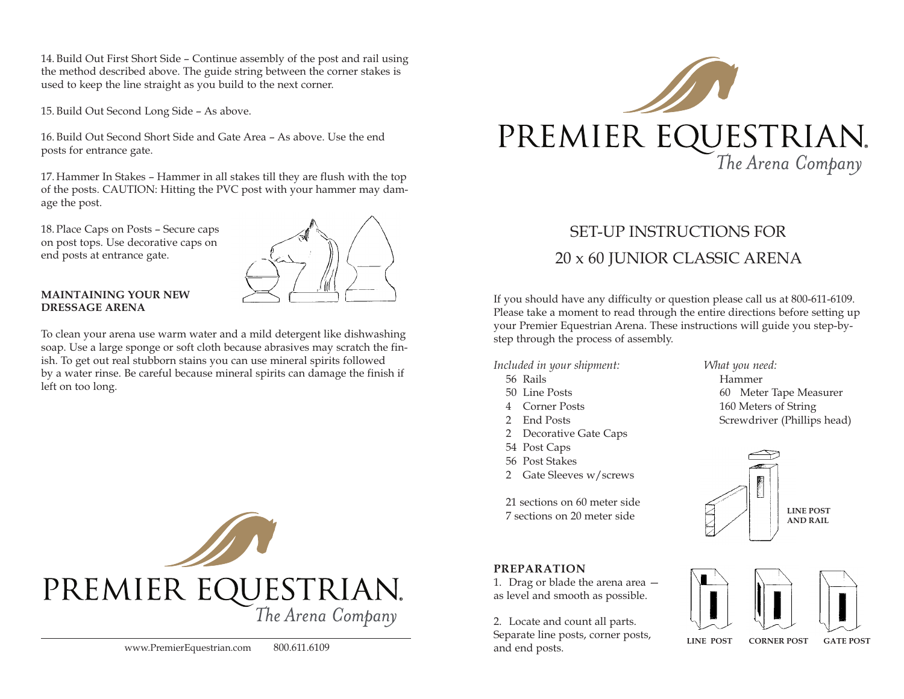14. Build Out First Short Side – Continue assembly of the post and rail using the method described above. The guide string between the corner stakes is used to keep the line straight as you build to the next corner.

15. Build Out Second Long Side – As above.

16. Build Out Second Short Side and Gate Area – As above. Use the end posts for entrance gate.

17. Hammer In Stakes – Hammer in all stakes till they are flush with the top of the posts. CAUTION: Hitting the PVC post with your hammer may damage the post.

18. Place Caps on Posts – Secure caps on post tops. Use decorative caps on end posts at entrance gate.

**MAINTAINING YOUR NEW DRESSAGE ARENA**

To clean your arena use warm water and a mild detergent like dishwashing soap. Use a large sponge or soft cloth because abrasives may scratch the finish. To get out real stubborn stains you can use mineral spirits followed by a water rinse. Be careful because mineral spirits can damage the finish if left on too long.

PREMIER EQUESTRIAN.
*The Arena Company*

www.PremierEquestrian.com 800.611.6109

PREMIER EQUESTRIAN.
*The Arena Company*

# SET-UP INSTRUCTIONS FOR 20 x 60 JUNIOR CLASSIC ARENA

If you should have any difficulty or question please call us at 800-611-6109. Please take a moment to read through the entire directions before setting up your Premier Equestrian Arena. These instructions will guide you step-by-step through the process of assembly.

*Included in your shipment:*

- 56 Rails
- 50 Line Posts
- 4 Corner Posts
- 2 End Posts
- 2 Decorative Gate Caps
- 54 Post Caps
- 56 Post Stakes
- 2 Gate Sleeves w/screws

21 sections on 60 meter side
7 sections on 20 meter side

*What you need:*

- Hammer
- 60 Meter Tape Measurer
- 160 Meters of String
- Screwdriver (Phillips head)

**LINE POST AND RAIL**

**LINE POST** **CORNER POST** **GATE POST**

**PREPARATION**

1. Drag or blade the arena area — as level and smooth as possible.

2. Locate and count all parts. Separate line posts, corner posts, and end posts.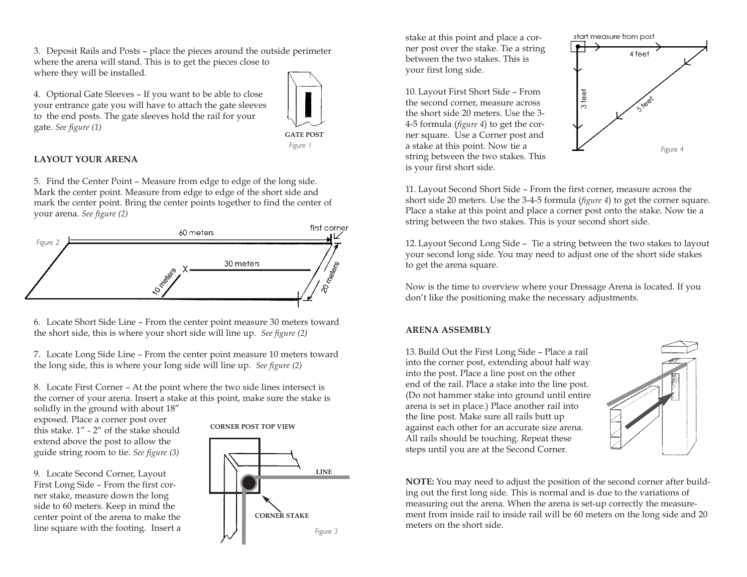3. Deposit Rails and Posts – place the pieces around the outside perimeter where the arena will stand. This is to get the pieces close to where they will be installed.

4. Optional Gate Sleeves – If you want to be able to close your entrance gate you will have to attach the gate sleeves to the end posts. The gate sleeves hold the rail for your gate. *See figure (1)*

**GATE POST**

*Figure 1*

**LAYOUT YOUR ARENA**

5. Find the Center Point – Measure from edge to edge of the long side. Mark the center point. Measure from edge to edge of the short side and mark the center point. Bring the center points together to find the center of your arena. *See figure (2)*

*Figure 2*

60 meters

first corner

30 meters

10 meters

20 meters

6. Locate Short Side Line – From the center point measure 30 meters toward the short side, this is where your short side will line up. *See figure (2)*

7. Locate Long Side Line – From the center point measure 10 meters toward the long side, this is where your long side will line up. *See figure (2)*

8. Locate First Corner – At the point where the two side lines intersect is the corner of your arena. Insert a stake at this point, make sure the stake is solidly in the ground with about 18" exposed. Place a corner post over this stake. 1" - 2" of the stake should extend above the post to allow the guide string room to tie. *See figure (3)*

**CORNER POST TOP VIEW**

**LINE**

**CORNER STAKE**

*Figure 3*

9. Locate Second Corner, Layout First Long Side – From the first corner stake, measure down the long side to 60 meters. Keep in mind the center point of the arena to make the line square with the footing. Insert a stake at this point and place a corner post over the stake. Tie a string between the two stakes. This is your first long side.

10. Layout First Short Side – From the second corner, measure across the short side 20 meters. Use the 3-4-5 formula (*figure 4*) to get the corner square. Use a Corner post and a stake at this point. Now tie a string between the two stakes. This is your first short side.

start measure from post

4 feet

3 feet

5 feet

*Figure 4*

11. Layout Second Short Side – From the first corner, measure across the short side 20 meters. Use the 3-4-5 formula (*figure 4*) to get the corner square. Place a stake at this point and place a corner post onto the stake. Now tie a string between the two stakes. This is your second short side.

12. Layout Second Long Side – Tie a string between the two stakes to layout your second long side. You may need to adjust one of the short side stakes to get the arena square.

Now is the time to overview where your Dressage Arena is located. If you don't like the positioning make the necessary adjustments.

**ARENA ASSEMBLY**

13. Build Out the First Long Side – Place a rail into the corner post, extending about half way into the post. Place a line post on the other end of the rail. Place a stake into the line post. (Do not hammer stake into ground until entire arena is set in place.) Place another rail into the line post. Make sure all rails butt up against each other for an accurate size arena. All rails should be touching. Repeat these steps until you are at the Second Corner.

**NOTE:** You may need to adjust the position of the second corner after building out the first long side. This is normal and is due to the variations of measuring out the arena. When the arena is set-up correctly the measurement from inside rail to inside rail will be 60 meters on the long side and 20 meters on the short side.